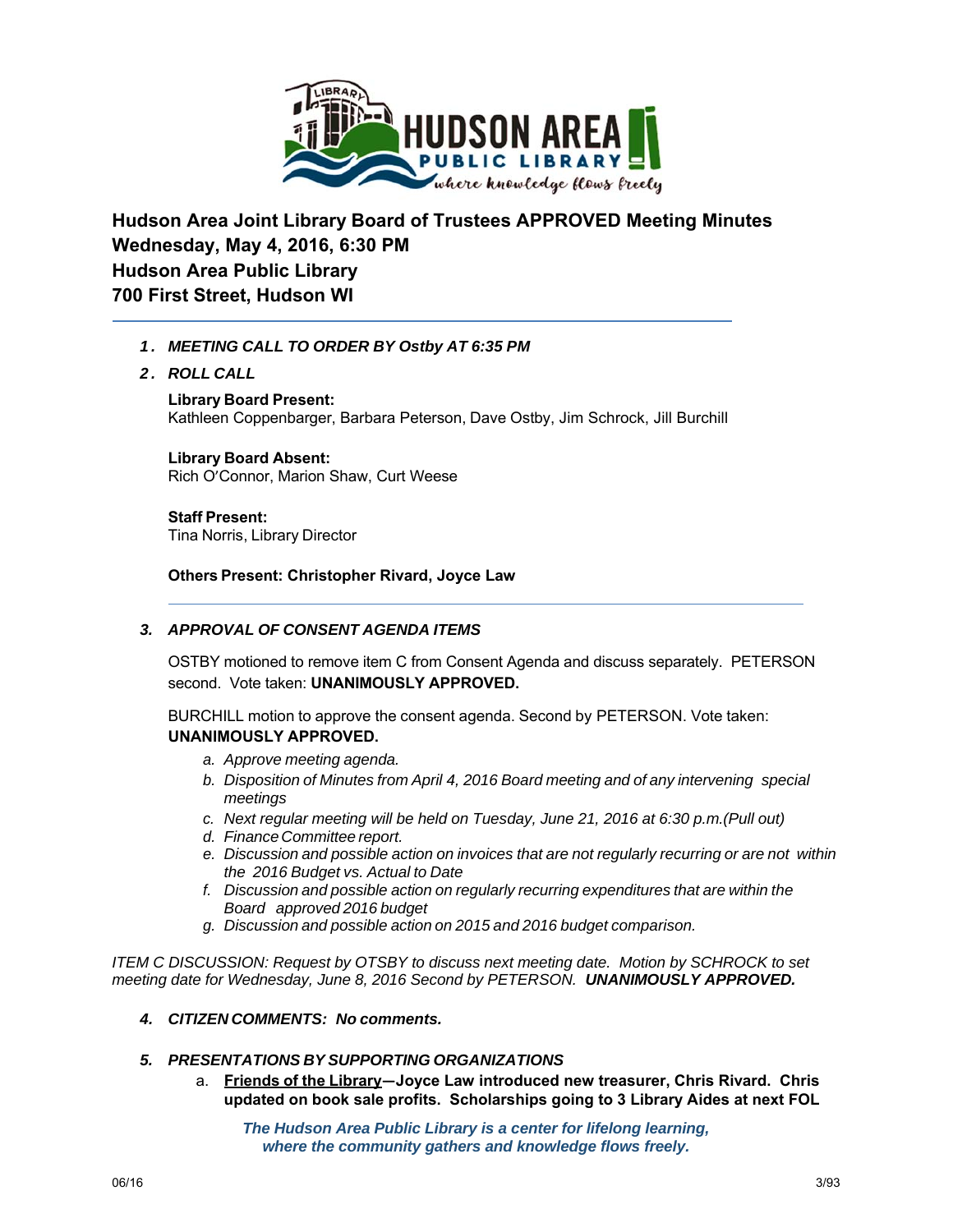# Hudson Area Joint Library Board of Trustees APPROVED Meeting Minutes
## Wednesday, May 4, 2016, 6:30 PM
## Hudson Area Public Library
## 700 First Street, Hudson WI

1. ***MEETING CALL TO ORDER BY Ostby AT 6:35 PM***
2. ***ROLL CALL***

   **Library Board Present:**
   Kathleen Coppenbarger, Barbara Peterson, Dave Ostby, Jim Schrock, Jill Burchill

   **Library Board Absent:**
   Rich O'Connor, Marion Shaw, Curt Weese

   **Staff Present:**
   Tina Norris, Library Director

   **Others Present: Christopher Rivard, Joyce Law**

3. ***APPROVAL OF CONSENT AGENDA ITEMS***

   OSTBY motioned to remove item C from Consent Agenda and discuss separately. PETERSON second. Vote taken: **UNANIMOUSLY APPROVED.**

   BURCHILL motion to approve the consent agenda. Second by PETERSON. Vote taken: **UNANIMOUSLY APPROVED.**

   a. *Approve meeting agenda.*
   b. *Disposition of Minutes from April 4, 2016 Board meeting and of any intervening special meetings*
   c. *Next regular meeting will be held on Tuesday, June 21, 2016 at 6:30 p.m.(Pull out)*
   d. *Finance Committee report.*
   e. *Discussion and possible action on invoices that are not regularly recurring or are not within the 2016 Budget vs. Actual to Date*
   f. *Discussion and possible action on regularly recurring expenditures that are within the Board approved 2016 budget*
   g. *Discussion and possible action on 2015 and 2016 budget comparison.*

*ITEM C DISCUSSION: Request by OTSBY to discuss next meeting date. Motion by SCHROCK to set meeting date for Wednesday, June 8, 2016 Second by PETERSON.* ***UNANIMOUSLY APPROVED.***

4. ***CITIZEN COMMENTS: No comments.***

5. ***PRESENTATIONS BY SUPPORTING ORGANIZATIONS***

   a. **Friends of the Library—Joyce Law introduced new treasurer, Chris Rivard. Chris updated on book sale profits. Scholarships going to 3 Library Aides at next FOL**

***The Hudson Area Public Library is a center for lifelong learning, where the community gathers and knowledge flows freely.***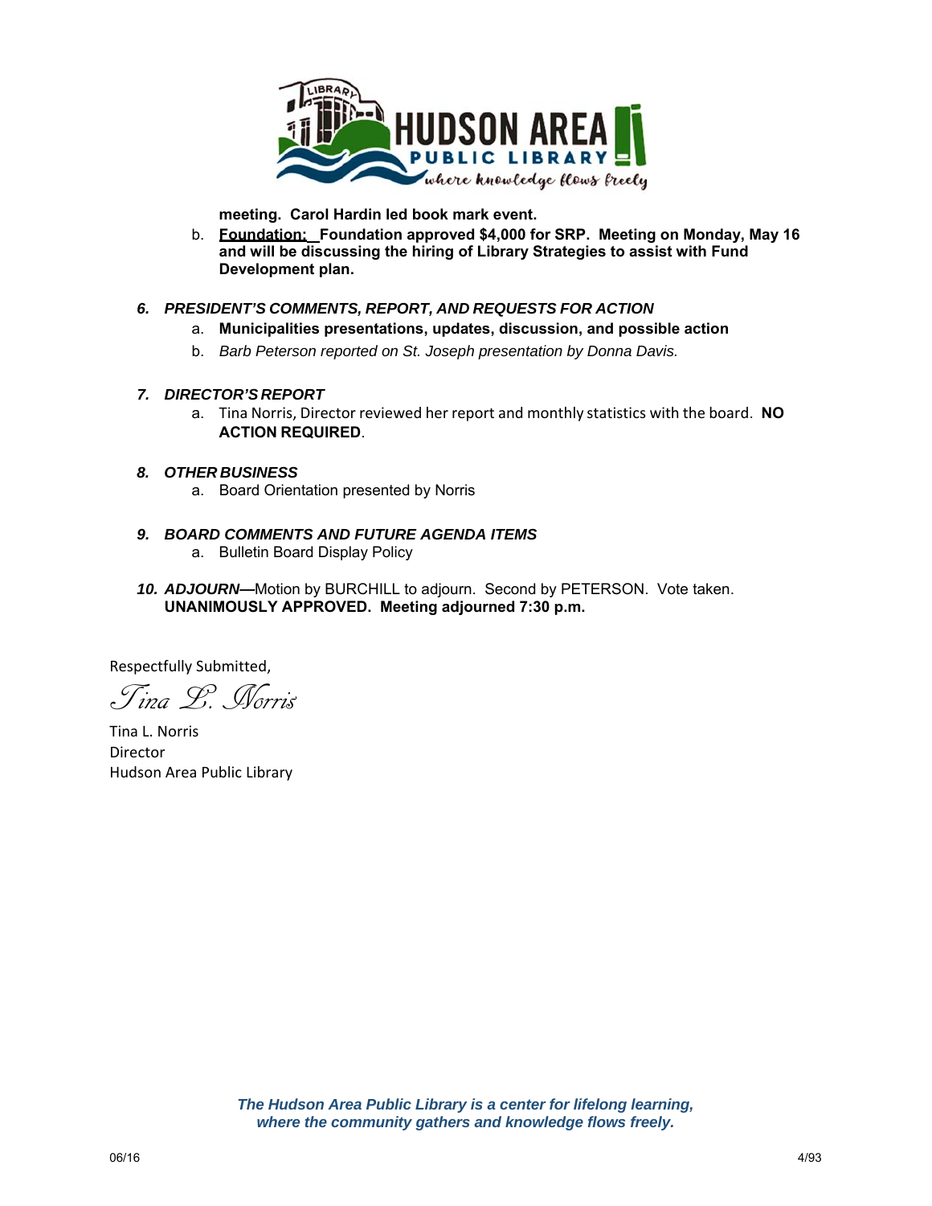**meeting. Carol Hardin led book mark event.**

b. **Foundation: Foundation approved $4,000 for SRP. Meeting on Monday, May 16 and will be discussing the hiring of Library Strategies to assist with Fund Development plan.**

6. ***PRESIDENT'S COMMENTS, REPORT, AND REQUESTS FOR ACTION***
   a. **Municipalities presentations, updates, discussion, and possible action**
   b. *Barb Peterson reported on St. Joseph presentation by Donna Davis.*

7. ***DIRECTOR'S REPORT***
   a. Tina Norris, Director reviewed her report and monthly statistics with the board. **NO ACTION REQUIRED**.

8. ***OTHER BUSINESS***
   a. Board Orientation presented by Norris

9. ***BOARD COMMENTS AND FUTURE AGENDA ITEMS***
   a. Bulletin Board Display Policy

10. ***ADJOURN—***Motion by BURCHILL to adjourn. Second by PETERSON. Vote taken. **UNANIMOUSLY APPROVED. Meeting adjourned 7:30 p.m.**

Respectfully Submitted,

*Tina L. Norris*

Tina L. Norris
Director
Hudson Area Public Library

***The Hudson Area Public Library is a center for lifelong learning, where the community gathers and knowledge flows freely.***